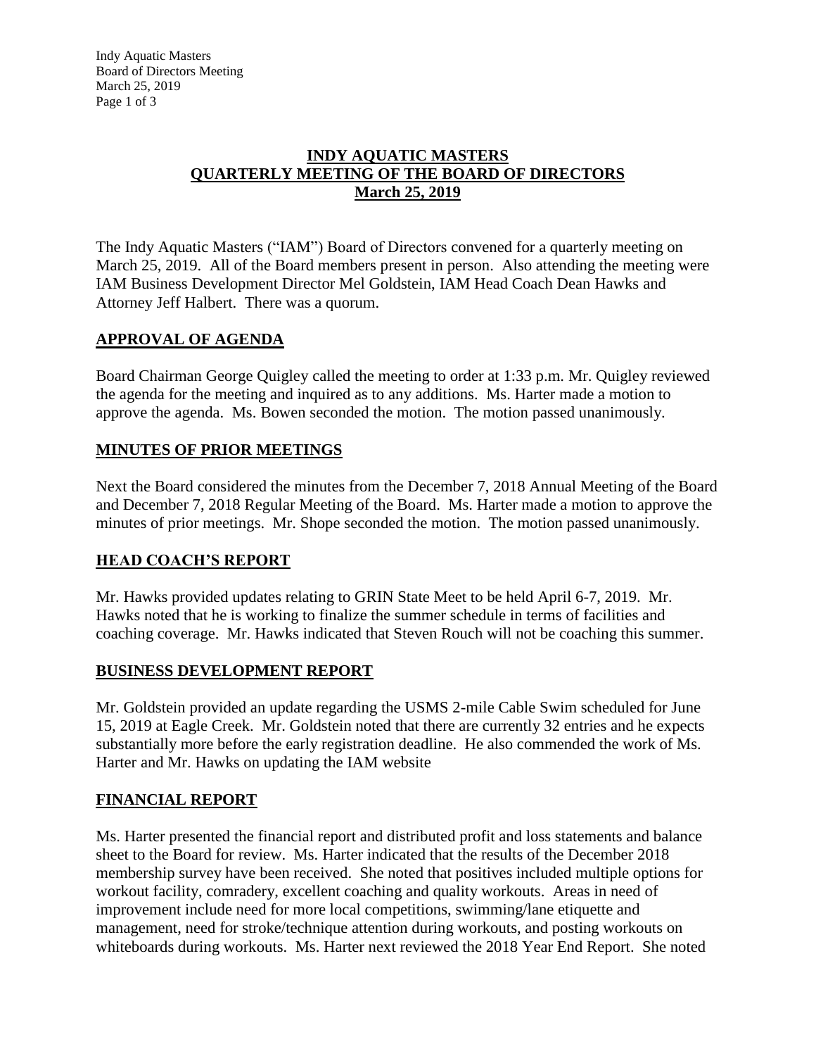# INDY AQUATIC MASTERS
# QUARTERLY MEETING OF THE BOARD OF DIRECTORS
# March 25, 2019

The Indy Aquatic Masters ("IAM") Board of Directors convened for a quarterly meeting on March 25, 2019. All of the Board members present in person. Also attending the meeting were IAM Business Development Director Mel Goldstein, IAM Head Coach Dean Hawks and Attorney Jeff Halbert. There was a quorum.

## APPROVAL OF AGENDA

Board Chairman George Quigley called the meeting to order at 1:33 p.m. Mr. Quigley reviewed the agenda for the meeting and inquired as to any additions. Ms. Harter made a motion to approve the agenda. Ms. Bowen seconded the motion. The motion passed unanimously.

## MINUTES OF PRIOR MEETINGS

Next the Board considered the minutes from the December 7, 2018 Annual Meeting of the Board and December 7, 2018 Regular Meeting of the Board. Ms. Harter made a motion to approve the minutes of prior meetings. Mr. Shope seconded the motion. The motion passed unanimously.

## HEAD COACH'S REPORT

Mr. Hawks provided updates relating to GRIN State Meet to be held April 6-7, 2019. Mr. Hawks noted that he is working to finalize the summer schedule in terms of facilities and coaching coverage. Mr. Hawks indicated that Steven Rouch will not be coaching this summer.

## BUSINESS DEVELOPMENT REPORT

Mr. Goldstein provided an update regarding the USMS 2-mile Cable Swim scheduled for June 15, 2019 at Eagle Creek. Mr. Goldstein noted that there are currently 32 entries and he expects substantially more before the early registration deadline. He also commended the work of Ms. Harter and Mr. Hawks on updating the IAM website

## FINANCIAL REPORT

Ms. Harter presented the financial report and distributed profit and loss statements and balance sheet to the Board for review. Ms. Harter indicated that the results of the December 2018 membership survey have been received. She noted that positives included multiple options for workout facility, comradery, excellent coaching and quality workouts. Areas in need of improvement include need for more local competitions, swimming/lane etiquette and management, need for stroke/technique attention during workouts, and posting workouts on whiteboards during workouts. Ms. Harter next reviewed the 2018 Year End Report. She noted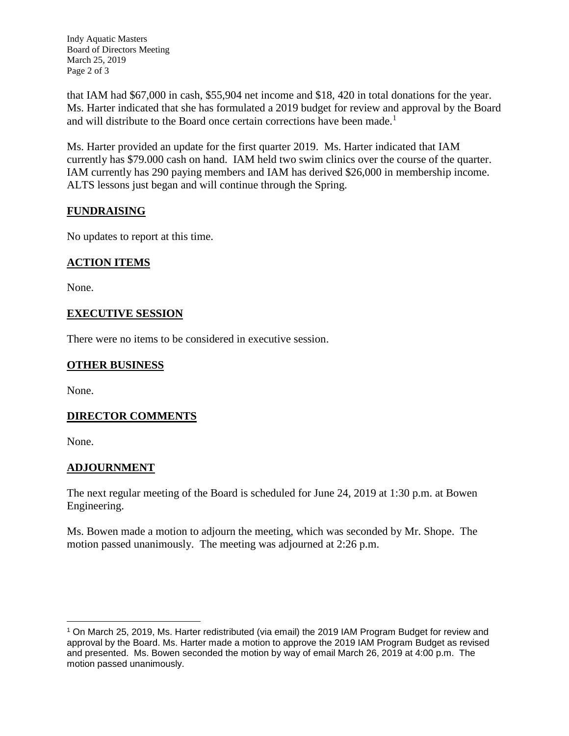that IAM had $67,000 in cash, $55,904 net income and $18, 420 in total donations for the year. Ms. Harter indicated that she has formulated a 2019 budget for review and approval by the Board and will distribute to the Board once certain corrections have been made.[1]

Ms. Harter provided an update for the first quarter 2019. Ms. Harter indicated that IAM currently has $79.000 cash on hand. IAM held two swim clinics over the course of the quarter. IAM currently has 290 paying members and IAM has derived $26,000 in membership income. ALTS lessons just began and will continue through the Spring.

## FUNDRAISING

No updates to report at this time.

## ACTION ITEMS

None.

## EXECUTIVE SESSION

There were no items to be considered in executive session.

## OTHER BUSINESS

None.

## DIRECTOR COMMENTS

None.

## ADJOURNMENT

The next regular meeting of the Board is scheduled for June 24, 2019 at 1:30 p.m. at Bowen Engineering.

Ms. Bowen made a motion to adjourn the meeting, which was seconded by Mr. Shope. The motion passed unanimously. The meeting was adjourned at 2:26 p.m.

---

[1] On March 25, 2019, Ms. Harter redistributed (via email) the 2019 IAM Program Budget for review and approval by the Board. Ms. Harter made a motion to approve the 2019 IAM Program Budget as revised and presented. Ms. Bowen seconded the motion by way of email March 26, 2019 at 4:00 p.m. The motion passed unanimously.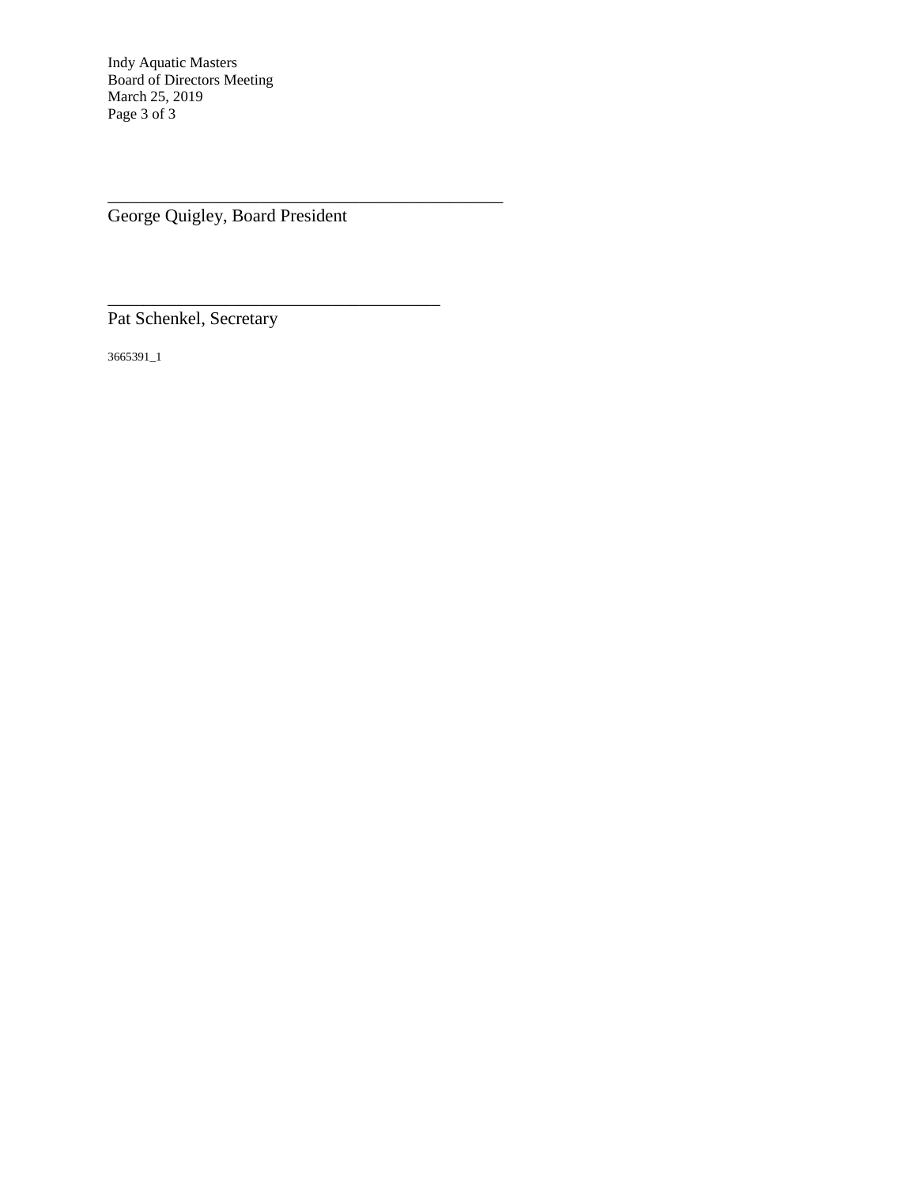_______________________________________________
George Quigley, Board President

_______________________________________
Pat Schenkel, Secretary

3665391_1